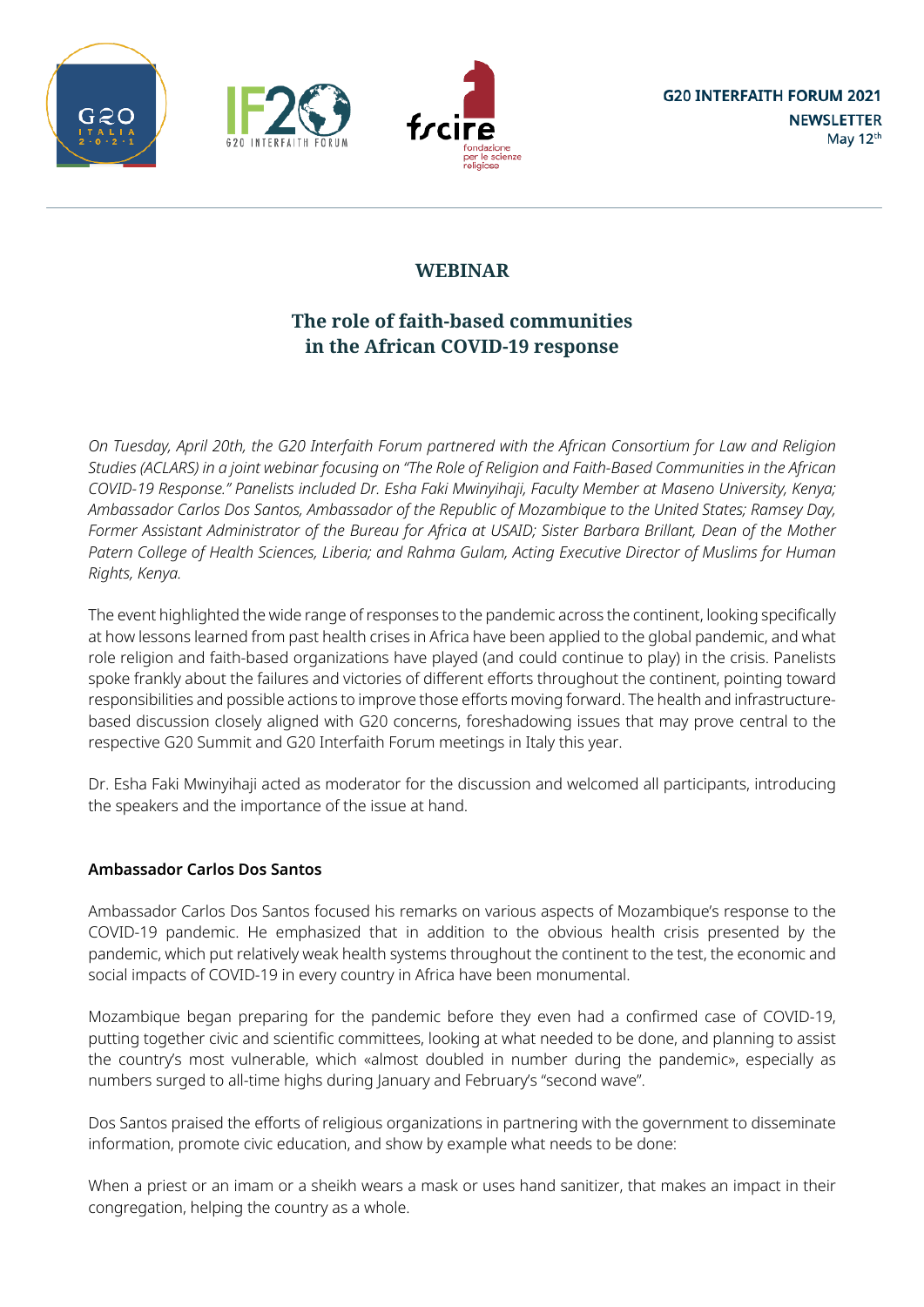**G20 INTERFAITH FORUM 2021**
**NEWSLETTER**
May 12th

## WEBINAR

# The role of faith-based communities in the African COVID-19 response

*On Tuesday, April 20th, the G20 Interfaith Forum partnered with the African Consortium for Law and Religion Studies (ACLARS) in a joint webinar focusing on "The Role of Religion and Faith-Based Communities in the African COVID-19 Response." Panelists included Dr. Esha Faki Mwinyihaji, Faculty Member at Maseno University, Kenya; Ambassador Carlos Dos Santos, Ambassador of the Republic of Mozambique to the United States; Ramsey Day, Former Assistant Administrator of the Bureau for Africa at USAID; Sister Barbara Brillant, Dean of the Mother Patern College of Health Sciences, Liberia; and Rahma Gulam, Acting Executive Director of Muslims for Human Rights, Kenya.*

The event highlighted the wide range of responses to the pandemic across the continent, looking specifically at how lessons learned from past health crises in Africa have been applied to the global pandemic, and what role religion and faith-based organizations have played (and could continue to play) in the crisis. Panelists spoke frankly about the failures and victories of different efforts throughout the continent, pointing toward responsibilities and possible actions to improve those efforts moving forward. The health and infrastructure-based discussion closely aligned with G20 concerns, foreshadowing issues that may prove central to the respective G20 Summit and G20 Interfaith Forum meetings in Italy this year.

Dr. Esha Faki Mwinyihaji acted as moderator for the discussion and welcomed all participants, introducing the speakers and the importance of the issue at hand.

**Ambassador Carlos Dos Santos**

Ambassador Carlos Dos Santos focused his remarks on various aspects of Mozambique's response to the COVID-19 pandemic. He emphasized that in addition to the obvious health crisis presented by the pandemic, which put relatively weak health systems throughout the continent to the test, the economic and social impacts of COVID-19 in every country in Africa have been monumental.

Mozambique began preparing for the pandemic before they even had a confirmed case of COVID-19, putting together civic and scientific committees, looking at what needed to be done, and planning to assist the country's most vulnerable, which «almost doubled in number during the pandemic», especially as numbers surged to all-time highs during January and February's "second wave".

Dos Santos praised the efforts of religious organizations in partnering with the government to disseminate information, promote civic education, and show by example what needs to be done:

When a priest or an imam or a sheikh wears a mask or uses hand sanitizer, that makes an impact in their congregation, helping the country as a whole.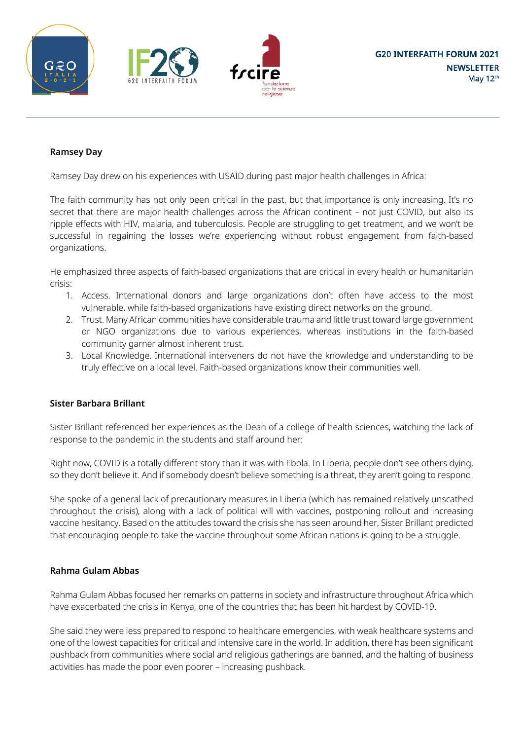**Ramsey Day**

Ramsey Day drew on his experiences with USAID during past major health challenges in Africa:

The faith community has not only been critical in the past, but that importance is only increasing. It's no secret that there are major health challenges across the African continent – not just COVID, but also its ripple effects with HIV, malaria, and tuberculosis. People are struggling to get treatment, and we won't be successful in regaining the losses we're experiencing without robust engagement from faith-based organizations.

He emphasized three aspects of faith-based organizations that are critical in every health or humanitarian crisis:

1. Access. International donors and large organizations don't often have access to the most vulnerable, while faith-based organizations have existing direct networks on the ground.
2. Trust. Many African communities have considerable trauma and little trust toward large government or NGO organizations due to various experiences, whereas institutions in the faith-based community garner almost inherent trust.
3. Local Knowledge. International interveners do not have the knowledge and understanding to be truly effective on a local level. Faith-based organizations know their communities well.

**Sister Barbara Brillant**

Sister Brillant referenced her experiences as the Dean of a college of health sciences, watching the lack of response to the pandemic in the students and staff around her:

Right now, COVID is a totally different story than it was with Ebola. In Liberia, people don't see others dying, so they don't believe it. And if somebody doesn't believe something is a threat, they aren't going to respond.

She spoke of a general lack of precautionary measures in Liberia (which has remained relatively unscathed throughout the crisis), along with a lack of political will with vaccines, postponing rollout and increasing vaccine hesitancy. Based on the attitudes toward the crisis she has seen around her, Sister Brillant predicted that encouraging people to take the vaccine throughout some African nations is going to be a struggle.

**Rahma Gulam Abbas**

Rahma Gulam Abbas focused her remarks on patterns in society and infrastructure throughout Africa which have exacerbated the crisis in Kenya, one of the countries that has been hit hardest by COVID-19.

She said they were less prepared to respond to healthcare emergencies, with weak healthcare systems and one of the lowest capacities for critical and intensive care in the world. In addition, there has been significant pushback from communities where social and religious gatherings are banned, and the halting of business activities has made the poor even poorer – increasing pushback.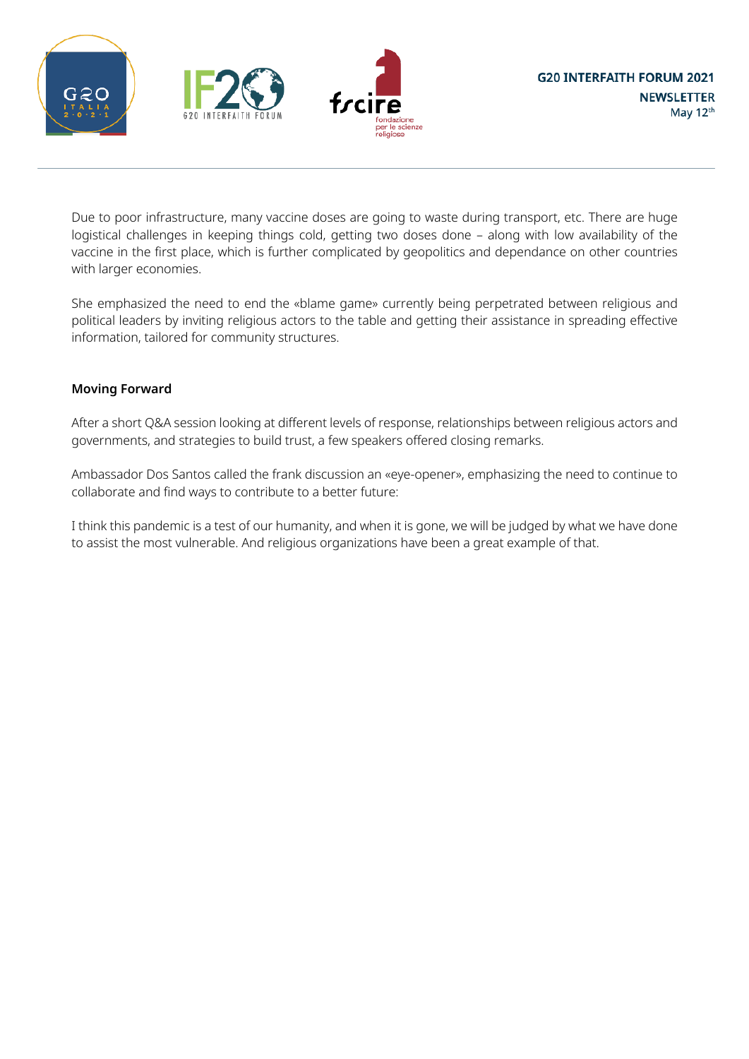Due to poor infrastructure, many vaccine doses are going to waste during transport, etc. There are huge logistical challenges in keeping things cold, getting two doses done – along with low availability of the vaccine in the first place, which is further complicated by geopolitics and dependance on other countries with larger economies.

She emphasized the need to end the «blame game» currently being perpetrated between religious and political leaders by inviting religious actors to the table and getting their assistance in spreading effective information, tailored for community structures.

**Moving Forward**

After a short Q&A session looking at different levels of response, relationships between religious actors and governments, and strategies to build trust, a few speakers offered closing remarks.

Ambassador Dos Santos called the frank discussion an «eye-opener», emphasizing the need to continue to collaborate and find ways to contribute to a better future:

I think this pandemic is a test of our humanity, and when it is gone, we will be judged by what we have done to assist the most vulnerable. And religious organizations have been a great example of that.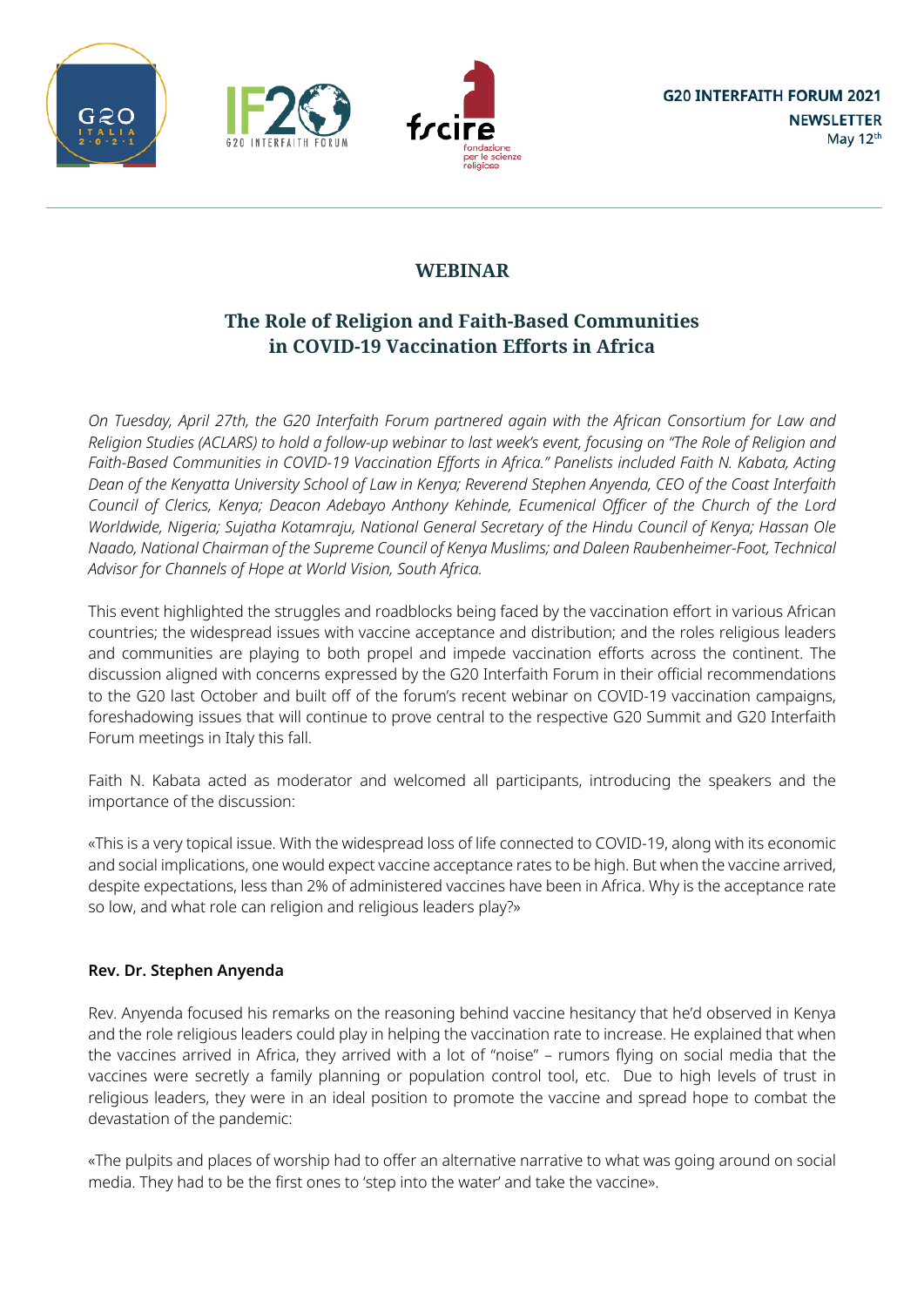G20 INTERFAITH FORUM 2021
**NEWSLETTER**
May 12th

## WEBINAR

## The Role of Religion and Faith-Based Communities in COVID-19 Vaccination Efforts in Africa

*On Tuesday, April 27th, the G20 Interfaith Forum partnered again with the African Consortium for Law and Religion Studies (ACLARS) to hold a follow-up webinar to last week's event, focusing on "The Role of Religion and Faith-Based Communities in COVID-19 Vaccination Efforts in Africa." Panelists included Faith N. Kabata, Acting Dean of the Kenyatta University School of Law in Kenya; Reverend Stephen Anyenda, CEO of the Coast Interfaith Council of Clerics, Kenya; Deacon Adebayo Anthony Kehinde, Ecumenical Officer of the Church of the Lord Worldwide, Nigeria; Sujatha Kotamraju, National General Secretary of the Hindu Council of Kenya; Hassan Ole Naado, National Chairman of the Supreme Council of Kenya Muslims; and Daleen Raubenheimer-Foot, Technical Advisor for Channels of Hope at World Vision, South Africa.*

This event highlighted the struggles and roadblocks being faced by the vaccination effort in various African countries; the widespread issues with vaccine acceptance and distribution; and the roles religious leaders and communities are playing to both propel and impede vaccination efforts across the continent. The discussion aligned with concerns expressed by the G20 Interfaith Forum in their official recommendations to the G20 last October and built off of the forum's recent webinar on COVID-19 vaccination campaigns, foreshadowing issues that will continue to prove central to the respective G20 Summit and G20 Interfaith Forum meetings in Italy this fall.

Faith N. Kabata acted as moderator and welcomed all participants, introducing the speakers and the importance of the discussion:

«This is a very topical issue. With the widespread loss of life connected to COVID-19, along with its economic and social implications, one would expect vaccine acceptance rates to be high. But when the vaccine arrived, despite expectations, less than 2% of administered vaccines have been in Africa. Why is the acceptance rate so low, and what role can religion and religious leaders play?»

**Rev. Dr. Stephen Anyenda**

Rev. Anyenda focused his remarks on the reasoning behind vaccine hesitancy that he'd observed in Kenya and the role religious leaders could play in helping the vaccination rate to increase. He explained that when the vaccines arrived in Africa, they arrived with a lot of "noise" – rumors flying on social media that the vaccines were secretly a family planning or population control tool, etc. Due to high levels of trust in religious leaders, they were in an ideal position to promote the vaccine and spread hope to combat the devastation of the pandemic:

«The pulpits and places of worship had to offer an alternative narrative to what was going around on social media. They had to be the first ones to 'step into the water' and take the vaccine».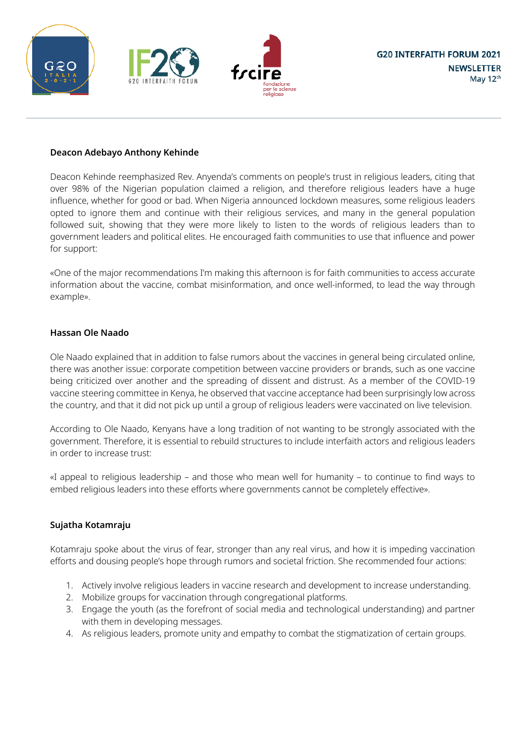**Deacon Adebayo Anthony Kehinde**

Deacon Kehinde reemphasized Rev. Anyenda's comments on people's trust in religious leaders, citing that over 98% of the Nigerian population claimed a religion, and therefore religious leaders have a huge influence, whether for good or bad. When Nigeria announced lockdown measures, some religious leaders opted to ignore them and continue with their religious services, and many in the general population followed suit, showing that they were more likely to listen to the words of religious leaders than to government leaders and political elites. He encouraged faith communities to use that influence and power for support:

«One of the major recommendations I'm making this afternoon is for faith communities to access accurate information about the vaccine, combat misinformation, and once well-informed, to lead the way through example».

**Hassan Ole Naado**

Ole Naado explained that in addition to false rumors about the vaccines in general being circulated online, there was another issue: corporate competition between vaccine providers or brands, such as one vaccine being criticized over another and the spreading of dissent and distrust. As a member of the COVID-19 vaccine steering committee in Kenya, he observed that vaccine acceptance had been surprisingly low across the country, and that it did not pick up until a group of religious leaders were vaccinated on live television.

According to Ole Naado, Kenyans have a long tradition of not wanting to be strongly associated with the government. Therefore, it is essential to rebuild structures to include interfaith actors and religious leaders in order to increase trust:

«I appeal to religious leadership – and those who mean well for humanity – to continue to find ways to embed religious leaders into these efforts where governments cannot be completely effective».

**Sujatha Kotamraju**

Kotamraju spoke about the virus of fear, stronger than any real virus, and how it is impeding vaccination efforts and dousing people's hope through rumors and societal friction. She recommended four actions:

1. Actively involve religious leaders in vaccine research and development to increase understanding.
2. Mobilize groups for vaccination through congregational platforms.
3. Engage the youth (as the forefront of social media and technological understanding) and partner with them in developing messages.
4. As religious leaders, promote unity and empathy to combat the stigmatization of certain groups.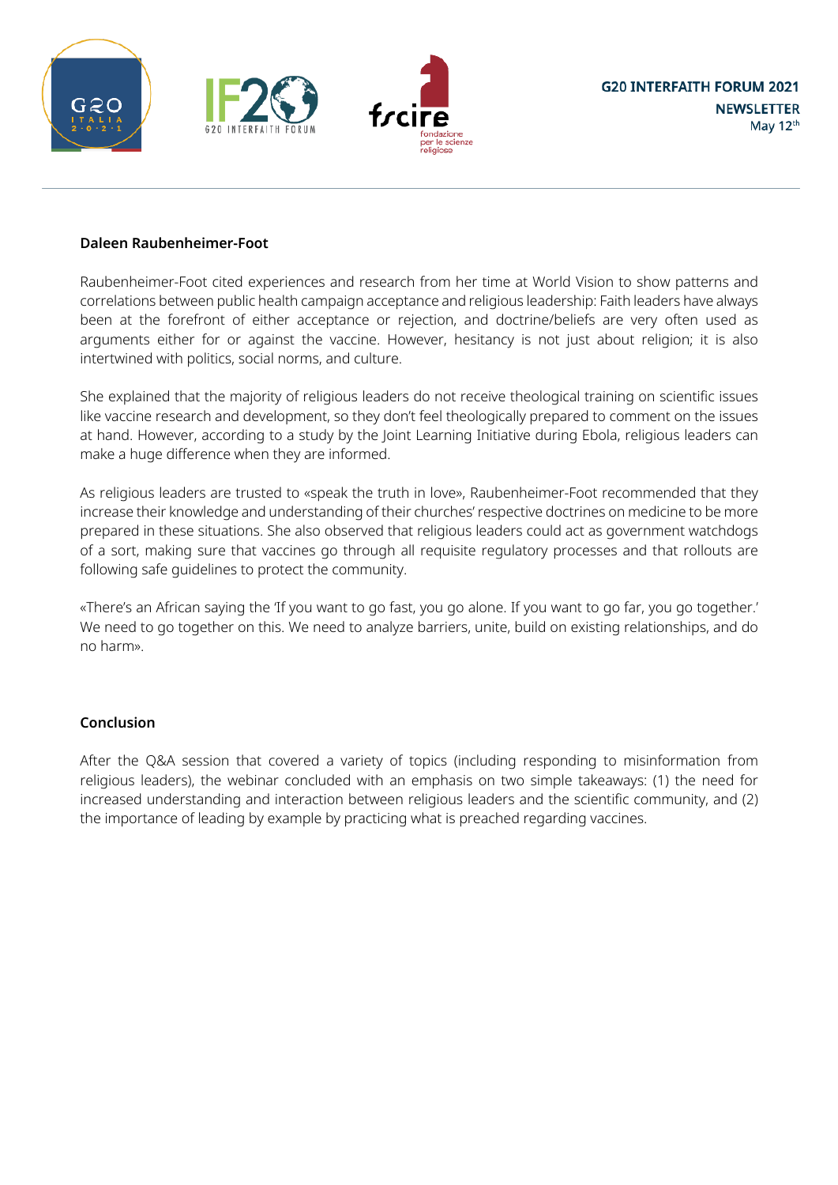**Daleen Raubenheimer-Foot**

Raubenheimer-Foot cited experiences and research from her time at World Vision to show patterns and correlations between public health campaign acceptance and religious leadership: Faith leaders have always been at the forefront of either acceptance or rejection, and doctrine/beliefs are very often used as arguments either for or against the vaccine. However, hesitancy is not just about religion; it is also intertwined with politics, social norms, and culture.

She explained that the majority of religious leaders do not receive theological training on scientific issues like vaccine research and development, so they don't feel theologically prepared to comment on the issues at hand. However, according to a study by the Joint Learning Initiative during Ebola, religious leaders can make a huge difference when they are informed.

As religious leaders are trusted to «speak the truth in love», Raubenheimer-Foot recommended that they increase their knowledge and understanding of their churches' respective doctrines on medicine to be more prepared in these situations. She also observed that religious leaders could act as government watchdogs of a sort, making sure that vaccines go through all requisite regulatory processes and that rollouts are following safe guidelines to protect the community.

«There's an African saying the 'If you want to go fast, you go alone. If you want to go far, you go together.' We need to go together on this. We need to analyze barriers, unite, build on existing relationships, and do no harm».

**Conclusion**

After the Q&A session that covered a variety of topics (including responding to misinformation from religious leaders), the webinar concluded with an emphasis on two simple takeaways: (1) the need for increased understanding and interaction between religious leaders and the scientific community, and (2) the importance of leading by example by practicing what is preached regarding vaccines.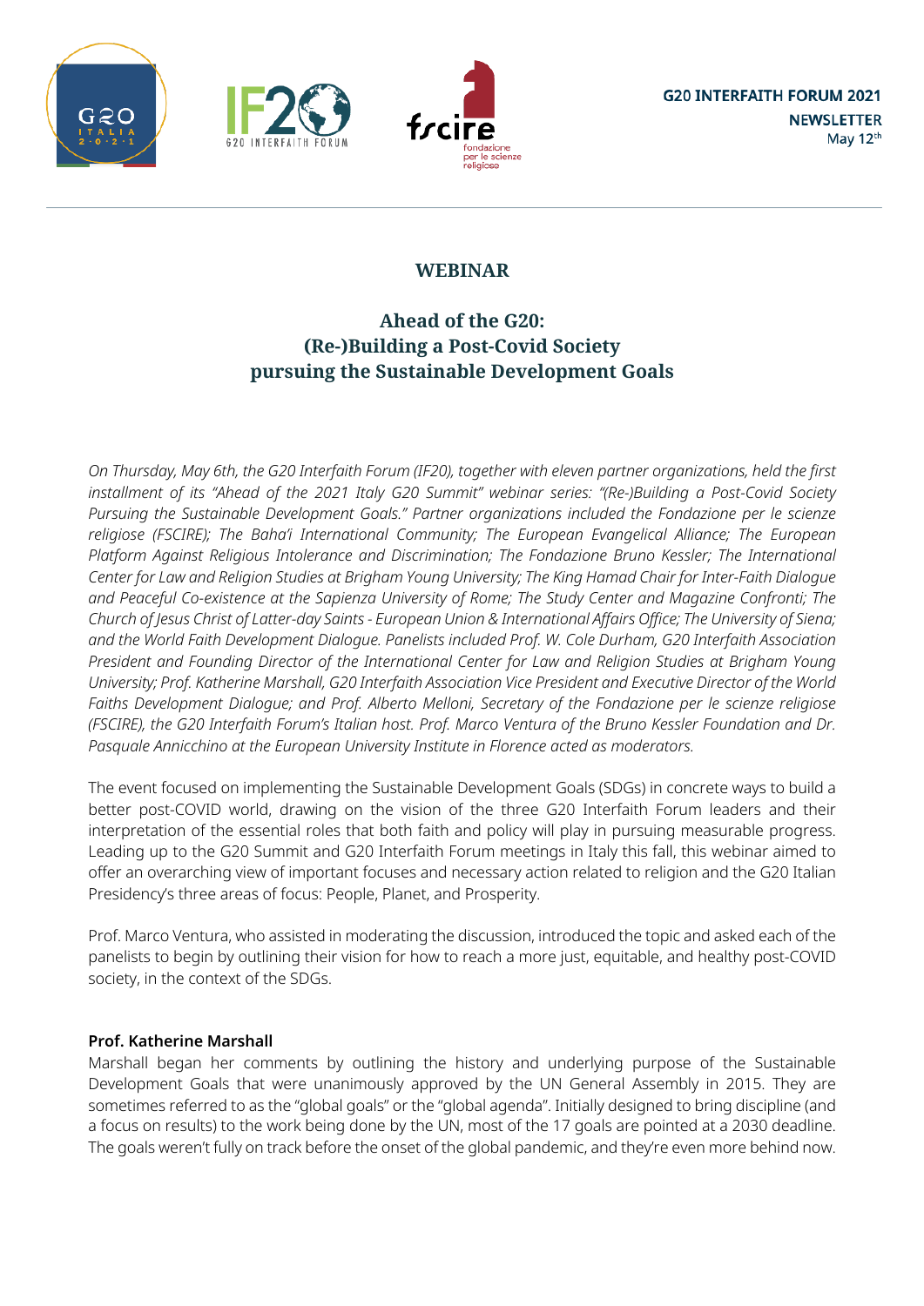G20 INTERFAITH FORUM 2021
**NEWSLETTER**
May 12th

## WEBINAR

## Ahead of the G20: (Re-)Building a Post-Covid Society pursuing the Sustainable Development Goals

*On Thursday, May 6th, the G20 Interfaith Forum (IF20), together with eleven partner organizations, held the first installment of its "Ahead of the 2021 Italy G20 Summit" webinar series: "(Re-)Building a Post-Covid Society Pursuing the Sustainable Development Goals." Partner organizations included the Fondazione per le scienze religiose (FSCIRE); The Baha'i International Community; The European Evangelical Alliance; The European Platform Against Religious Intolerance and Discrimination; The Fondazione Bruno Kessler; The International Center for Law and Religion Studies at Brigham Young University; The King Hamad Chair for Inter-Faith Dialogue and Peaceful Co-existence at the Sapienza University of Rome; The Study Center and Magazine Confronti; The Church of Jesus Christ of Latter-day Saints - European Union & International Affairs Office; The University of Siena; and the World Faith Development Dialogue. Panelists included Prof. W. Cole Durham, G20 Interfaith Association President and Founding Director of the International Center for Law and Religion Studies at Brigham Young University; Prof. Katherine Marshall, G20 Interfaith Association Vice President and Executive Director of the World Faiths Development Dialogue; and Prof. Alberto Melloni, Secretary of the Fondazione per le scienze religiose (FSCIRE), the G20 Interfaith Forum's Italian host. Prof. Marco Ventura of the Bruno Kessler Foundation and Dr. Pasquale Annicchino at the European University Institute in Florence acted as moderators.*

The event focused on implementing the Sustainable Development Goals (SDGs) in concrete ways to build a better post-COVID world, drawing on the vision of the three G20 Interfaith Forum leaders and their interpretation of the essential roles that both faith and policy will play in pursuing measurable progress. Leading up to the G20 Summit and G20 Interfaith Forum meetings in Italy this fall, this webinar aimed to offer an overarching view of important focuses and necessary action related to religion and the G20 Italian Presidency's three areas of focus: People, Planet, and Prosperity.

Prof. Marco Ventura, who assisted in moderating the discussion, introduced the topic and asked each of the panelists to begin by outlining their vision for how to reach a more just, equitable, and healthy post-COVID society, in the context of the SDGs.

**Prof. Katherine Marshall**

Marshall began her comments by outlining the history and underlying purpose of the Sustainable Development Goals that were unanimously approved by the UN General Assembly in 2015. They are sometimes referred to as the "global goals" or the "global agenda". Initially designed to bring discipline (and a focus on results) to the work being done by the UN, most of the 17 goals are pointed at a 2030 deadline. The goals weren't fully on track before the onset of the global pandemic, and they're even more behind now.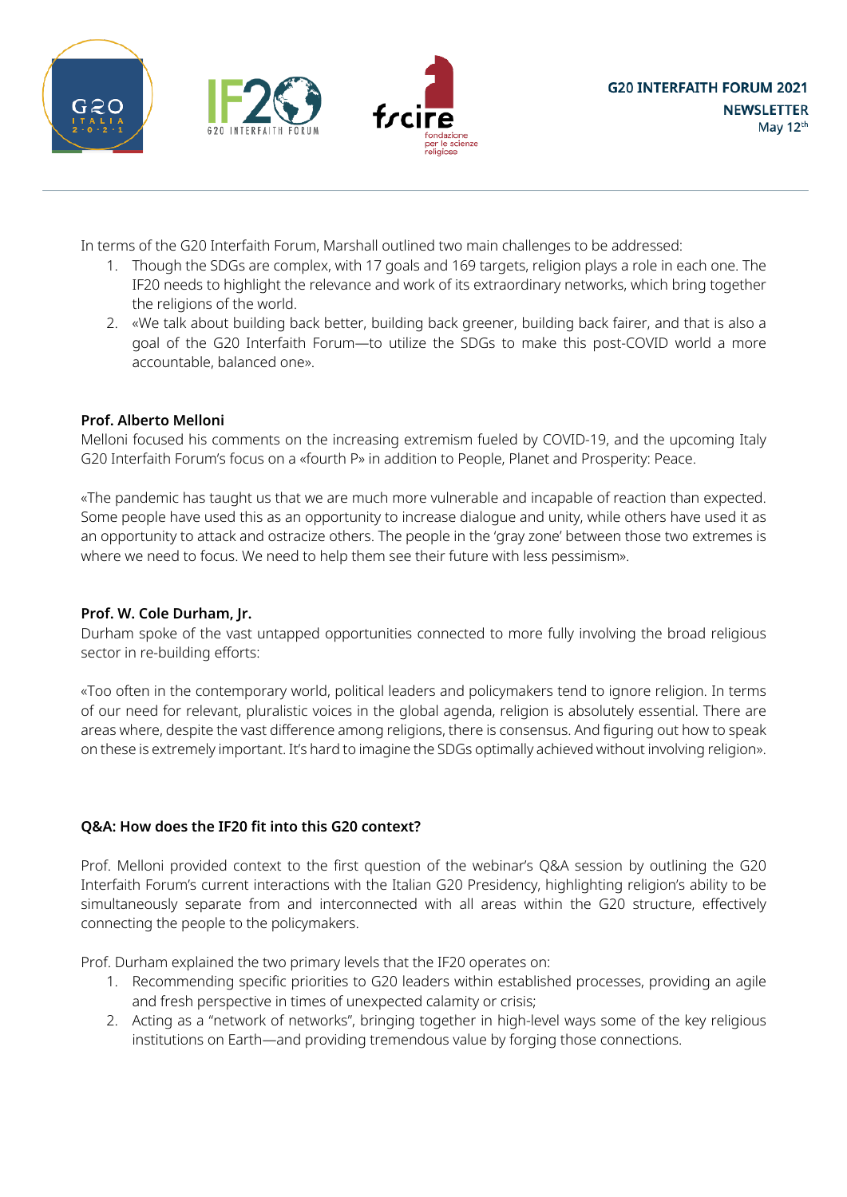In terms of the G20 Interfaith Forum, Marshall outlined two main challenges to be addressed:

1. Though the SDGs are complex, with 17 goals and 169 targets, religion plays a role in each one. The IF20 needs to highlight the relevance and work of its extraordinary networks, which bring together the religions of the world.
2. «We talk about building back better, building back greener, building back fairer, and that is also a goal of the G20 Interfaith Forum—to utilize the SDGs to make this post-COVID world a more accountable, balanced one».

**Prof. Alberto Melloni**

Melloni focused his comments on the increasing extremism fueled by COVID-19, and the upcoming Italy G20 Interfaith Forum's focus on a «fourth P» in addition to People, Planet and Prosperity: Peace.

«The pandemic has taught us that we are much more vulnerable and incapable of reaction than expected. Some people have used this as an opportunity to increase dialogue and unity, while others have used it as an opportunity to attack and ostracize others. The people in the 'gray zone' between those two extremes is where we need to focus. We need to help them see their future with less pessimism».

**Prof. W. Cole Durham, Jr.**

Durham spoke of the vast untapped opportunities connected to more fully involving the broad religious sector in re-building efforts:

«Too often in the contemporary world, political leaders and policymakers tend to ignore religion. In terms of our need for relevant, pluralistic voices in the global agenda, religion is absolutely essential. There are areas where, despite the vast difference among religions, there is consensus. And figuring out how to speak on these is extremely important. It's hard to imagine the SDGs optimally achieved without involving religion».

**Q&A: How does the IF20 fit into this G20 context?**

Prof. Melloni provided context to the first question of the webinar's Q&A session by outlining the G20 Interfaith Forum's current interactions with the Italian G20 Presidency, highlighting religion's ability to be simultaneously separate from and interconnected with all areas within the G20 structure, effectively connecting the people to the policymakers.

Prof. Durham explained the two primary levels that the IF20 operates on:

1. Recommending specific priorities to G20 leaders within established processes, providing an agile and fresh perspective in times of unexpected calamity or crisis;
2. Acting as a "network of networks", bringing together in high-level ways some of the key religious institutions on Earth—and providing tremendous value by forging those connections.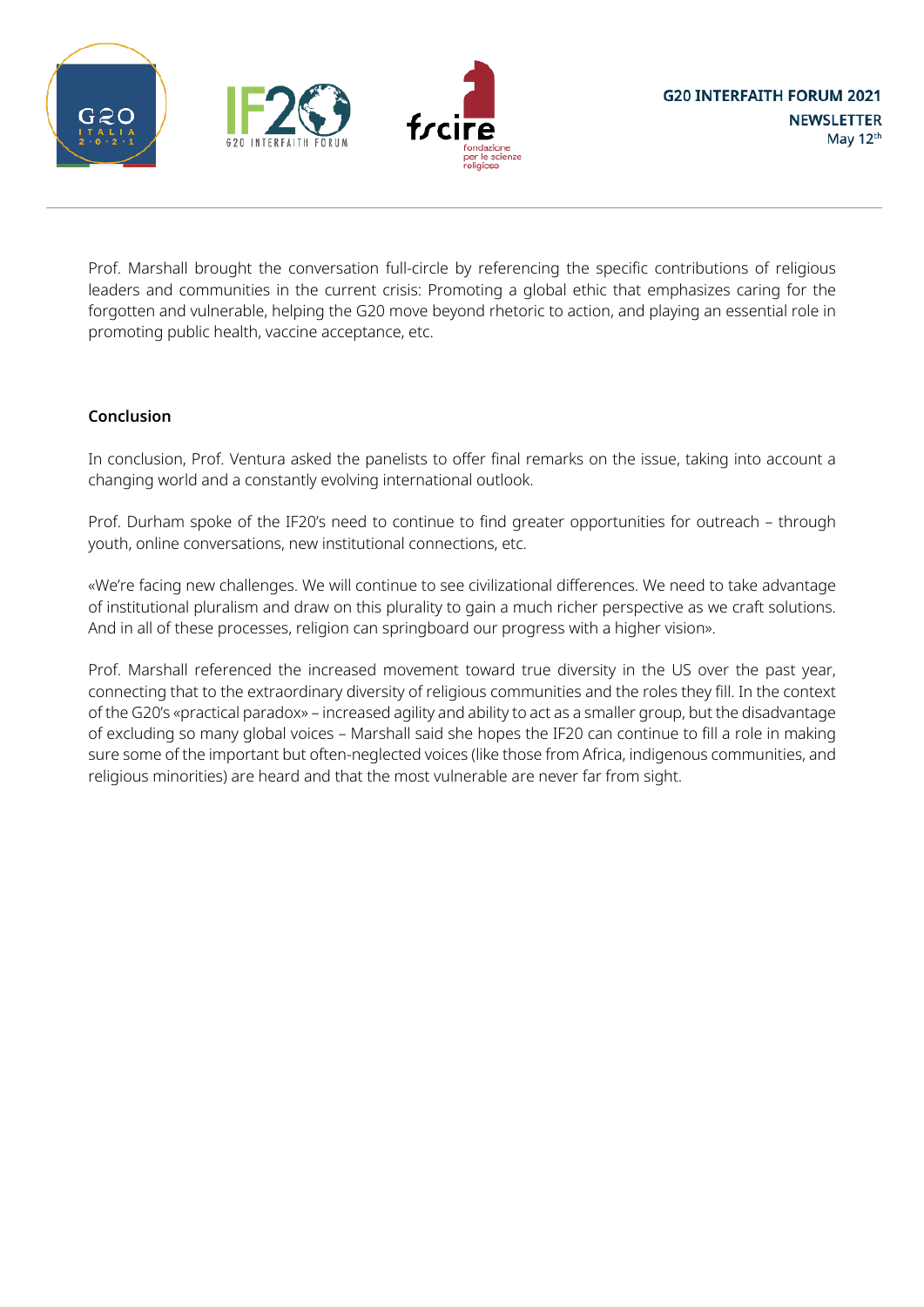Prof. Marshall brought the conversation full-circle by referencing the specific contributions of religious leaders and communities in the current crisis: Promoting a global ethic that emphasizes caring for the forgotten and vulnerable, helping the G20 move beyond rhetoric to action, and playing an essential role in promoting public health, vaccine acceptance, etc.

**Conclusion**

In conclusion, Prof. Ventura asked the panelists to offer final remarks on the issue, taking into account a changing world and a constantly evolving international outlook.

Prof. Durham spoke of the IF20's need to continue to find greater opportunities for outreach – through youth, online conversations, new institutional connections, etc.

«We're facing new challenges. We will continue to see civilizational differences. We need to take advantage of institutional pluralism and draw on this plurality to gain a much richer perspective as we craft solutions. And in all of these processes, religion can springboard our progress with a higher vision».

Prof. Marshall referenced the increased movement toward true diversity in the US over the past year, connecting that to the extraordinary diversity of religious communities and the roles they fill. In the context of the G20's «practical paradox» – increased agility and ability to act as a smaller group, but the disadvantage of excluding so many global voices – Marshall said she hopes the IF20 can continue to fill a role in making sure some of the important but often-neglected voices (like those from Africa, indigenous communities, and religious minorities) are heard and that the most vulnerable are never far from sight.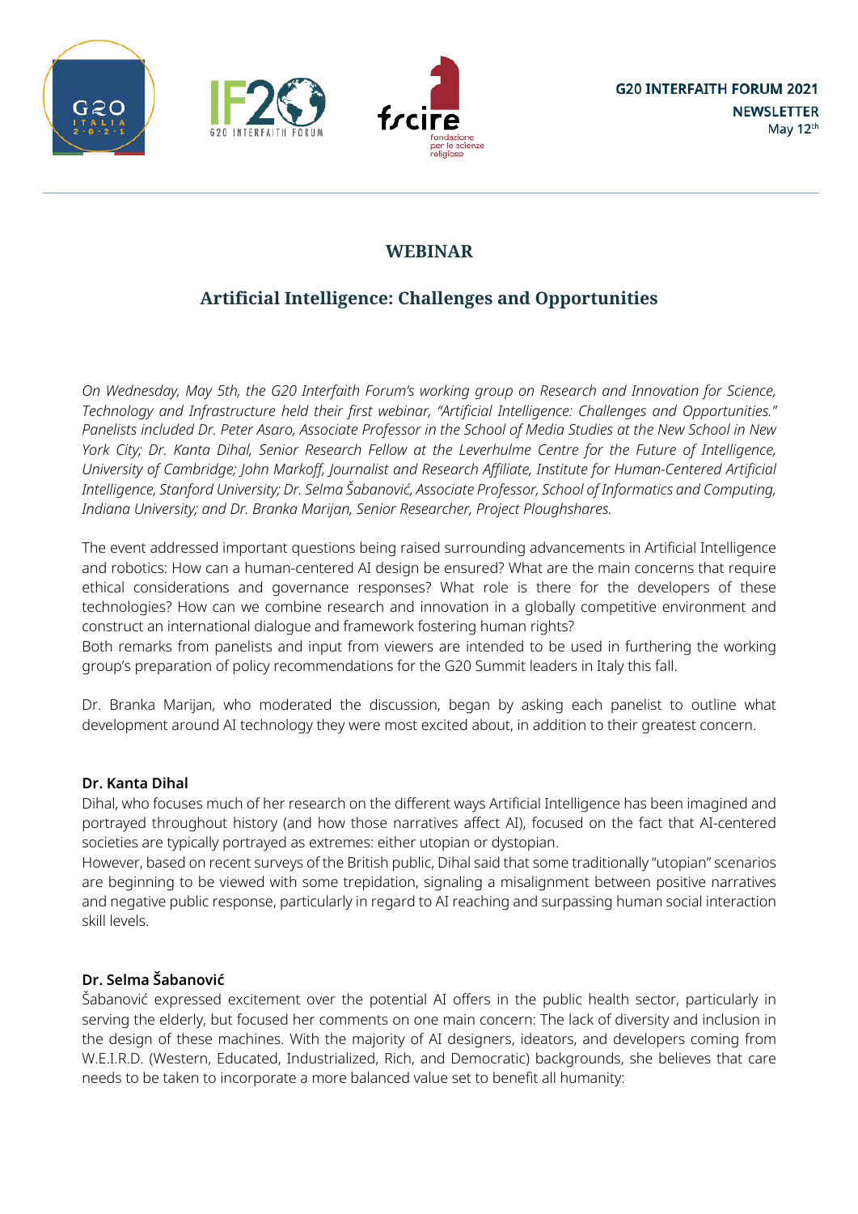G20 INTERFAITH FORUM 2021
NEWSLETTER
May 12th

## WEBINAR

## Artificial Intelligence: Challenges and Opportunities

*On Wednesday, May 5th, the G20 Interfaith Forum's working group on Research and Innovation for Science, Technology and Infrastructure held their first webinar, "Artificial Intelligence: Challenges and Opportunities." Panelists included Dr. Peter Asaro, Associate Professor in the School of Media Studies at the New School in New York City; Dr. Kanta Dihal, Senior Research Fellow at the Leverhulme Centre for the Future of Intelligence, University of Cambridge; John Markoff, Journalist and Research Affiliate, Institute for Human-Centered Artificial Intelligence, Stanford University; Dr. Selma Šabanović, Associate Professor, School of Informatics and Computing, Indiana University; and Dr. Branka Marijan, Senior Researcher, Project Ploughshares.*

The event addressed important questions being raised surrounding advancements in Artificial Intelligence and robotics: How can a human-centered AI design be ensured? What are the main concerns that require ethical considerations and governance responses? What role is there for the developers of these technologies? How can we combine research and innovation in a globally competitive environment and construct an international dialogue and framework fostering human rights?
Both remarks from panelists and input from viewers are intended to be used in furthering the working group's preparation of policy recommendations for the G20 Summit leaders in Italy this fall.

Dr. Branka Marijan, who moderated the discussion, began by asking each panelist to outline what development around AI technology they were most excited about, in addition to their greatest concern.

**Dr. Kanta Dihal**
Dihal, who focuses much of her research on the different ways Artificial Intelligence has been imagined and portrayed throughout history (and how those narratives affect AI), focused on the fact that AI-centered societies are typically portrayed as extremes: either utopian or dystopian.
However, based on recent surveys of the British public, Dihal said that some traditionally "utopian" scenarios are beginning to be viewed with some trepidation, signaling a misalignment between positive narratives and negative public response, particularly in regard to AI reaching and surpassing human social interaction skill levels.

**Dr. Selma Šabanović**
Šabanović expressed excitement over the potential AI offers in the public health sector, particularly in serving the elderly, but focused her comments on one main concern: The lack of diversity and inclusion in the design of these machines. With the majority of AI designers, ideators, and developers coming from W.E.I.R.D. (Western, Educated, Industrialized, Rich, and Democratic) backgrounds, she believes that care needs to be taken to incorporate a more balanced value set to benefit all humanity: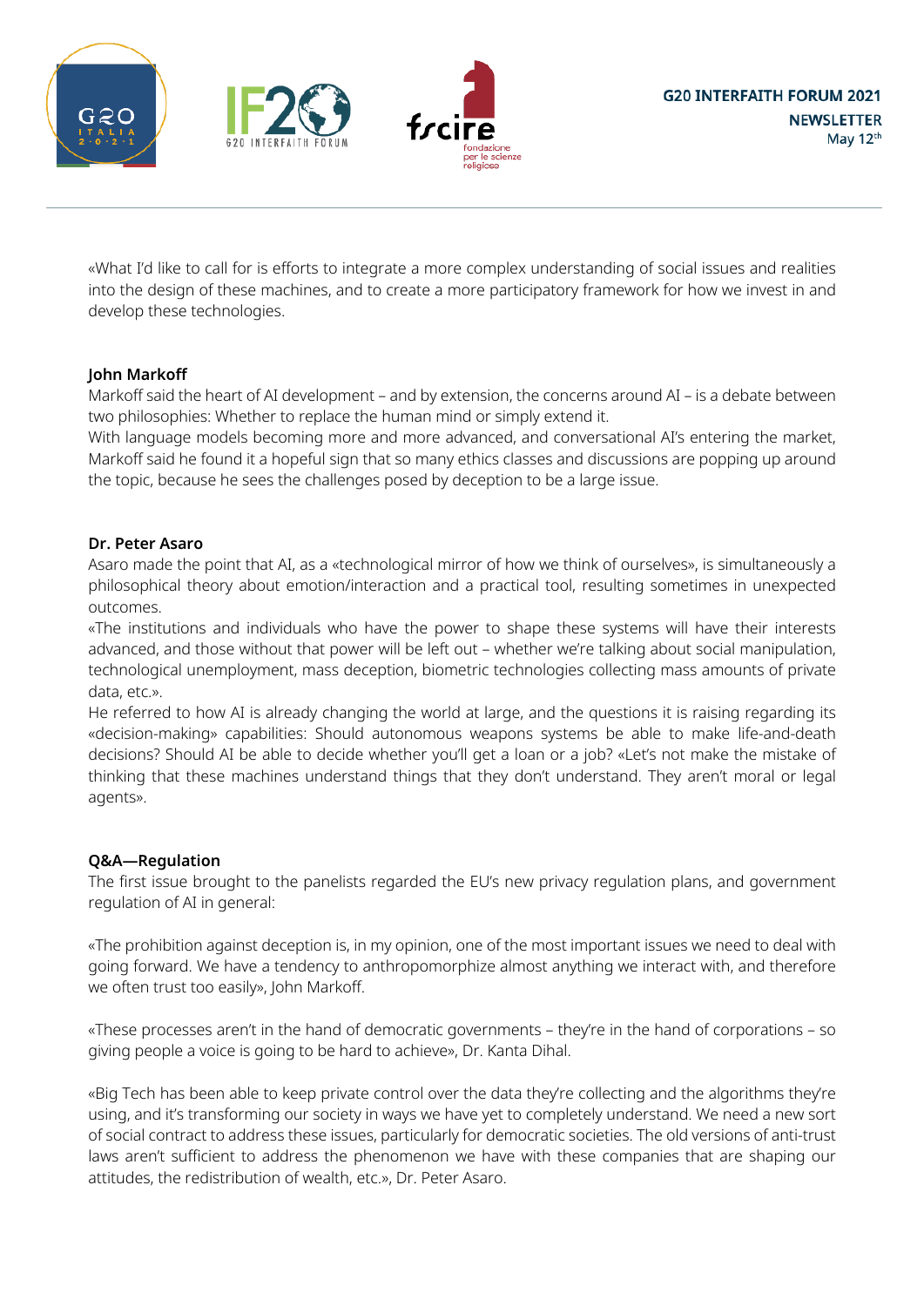«What I'd like to call for is efforts to integrate a more complex understanding of social issues and realities into the design of these machines, and to create a more participatory framework for how we invest in and develop these technologies.

**John Markoff**

Markoff said the heart of AI development – and by extension, the concerns around AI – is a debate between two philosophies: Whether to replace the human mind or simply extend it.

With language models becoming more and more advanced, and conversational AI's entering the market, Markoff said he found it a hopeful sign that so many ethics classes and discussions are popping up around the topic, because he sees the challenges posed by deception to be a large issue.

**Dr. Peter Asaro**

Asaro made the point that AI, as a «technological mirror of how we think of ourselves», is simultaneously a philosophical theory about emotion/interaction and a practical tool, resulting sometimes in unexpected outcomes.

«The institutions and individuals who have the power to shape these systems will have their interests advanced, and those without that power will be left out – whether we're talking about social manipulation, technological unemployment, mass deception, biometric technologies collecting mass amounts of private data, etc.».

He referred to how AI is already changing the world at large, and the questions it is raising regarding its «decision-making» capabilities: Should autonomous weapons systems be able to make life-and-death decisions? Should AI be able to decide whether you'll get a loan or a job? «Let's not make the mistake of thinking that these machines understand things that they don't understand. They aren't moral or legal agents».

**Q&A—Regulation**

The first issue brought to the panelists regarded the EU's new privacy regulation plans, and government regulation of AI in general:

«The prohibition against deception is, in my opinion, one of the most important issues we need to deal with going forward. We have a tendency to anthropomorphize almost anything we interact with, and therefore we often trust too easily», John Markoff.

«These processes aren't in the hand of democratic governments – they're in the hand of corporations – so giving people a voice is going to be hard to achieve», Dr. Kanta Dihal.

«Big Tech has been able to keep private control over the data they're collecting and the algorithms they're using, and it's transforming our society in ways we have yet to completely understand. We need a new sort of social contract to address these issues, particularly for democratic societies. The old versions of anti-trust laws aren't sufficient to address the phenomenon we have with these companies that are shaping our attitudes, the redistribution of wealth, etc.», Dr. Peter Asaro.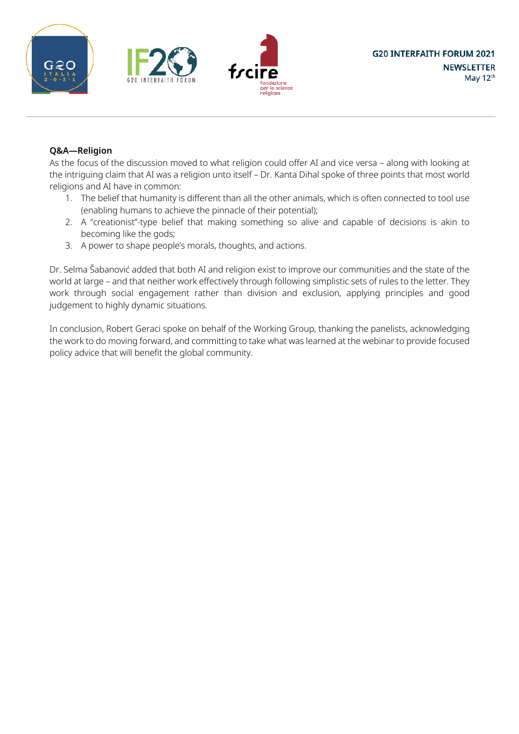**Q&A—Religion**

As the focus of the discussion moved to what religion could offer AI and vice versa – along with looking at the intriguing claim that AI was a religion unto itself – Dr. Kanta Dihal spoke of three points that most world religions and AI have in common:

1. The belief that humanity is different than all the other animals, which is often connected to tool use (enabling humans to achieve the pinnacle of their potential);
2. A "creationist"-type belief that making something so alive and capable of decisions is akin to becoming like the gods;
3. A power to shape people's morals, thoughts, and actions.

Dr. Selma Šabanović added that both AI and religion exist to improve our communities and the state of the world at large – and that neither work effectively through following simplistic sets of rules to the letter. They work through social engagement rather than division and exclusion, applying principles and good judgement to highly dynamic situations.

In conclusion, Robert Geraci spoke on behalf of the Working Group, thanking the panelists, acknowledging the work to do moving forward, and committing to take what was learned at the webinar to provide focused policy advice that will benefit the global community.